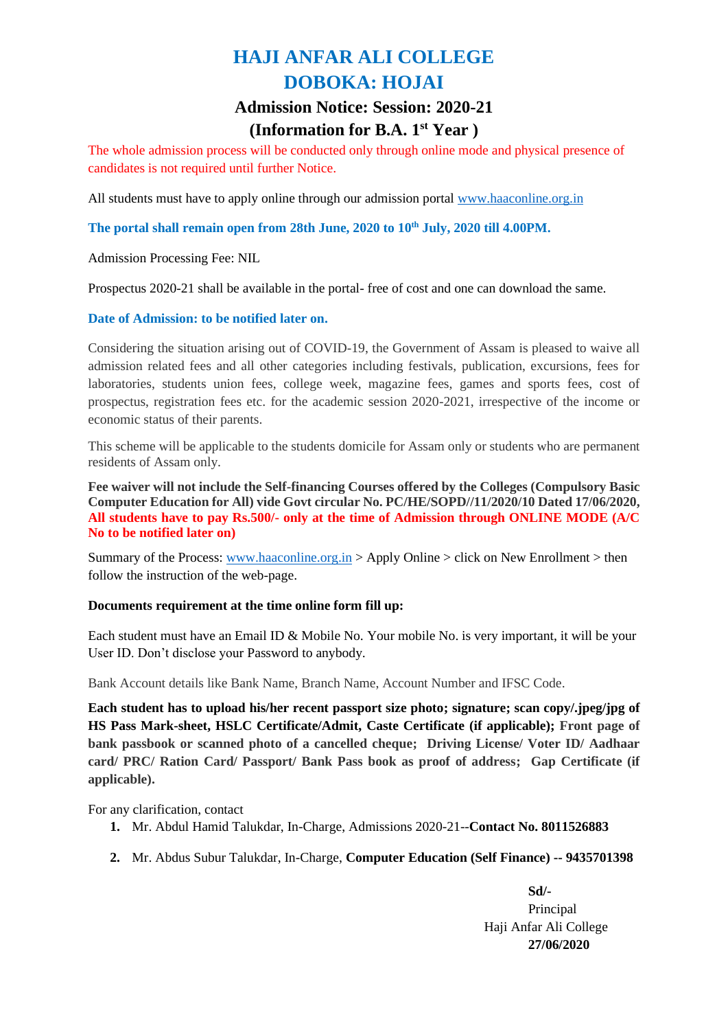# HAJI ANFAR ALI COLLEGE
# DOBOKA: HOJAI

## Admission Notice: Session: 2020-21
## (Information for B.A. 1st Year )

The whole admission process will be conducted only through online mode and physical presence of candidates is not required until further Notice.

All students must have to apply online through our admission portal www.haaconline.org.in

**The portal shall remain open from 28th June, 2020 to 10th July, 2020 till 4.00PM.**

Admission Processing Fee: NIL

Prospectus 2020-21 shall be available in the portal- free of cost and one can download the same.

**Date of Admission: to be notified later on.**

Considering the situation arising out of COVID-19, the Government of Assam is pleased to waive all admission related fees and all other categories including festivals, publication, excursions, fees for laboratories, students union fees, college week, magazine fees, games and sports fees, cost of prospectus, registration fees etc. for the academic session 2020-2021, irrespective of the income or economic status of their parents.

This scheme will be applicable to the students domicile for Assam only or students who are permanent residents of Assam only.

**Fee waiver will not include the Self-financing Courses offered by the Colleges (Compulsory Basic Computer Education for All) vide Govt circular No. PC/HE/SOPD//11/2020/10 Dated 17/06/2020, All students have to pay Rs.500/- only at the time of Admission through ONLINE MODE (A/C No to be notified later on)**

Summary of the Process: www.haaconline.org.in > Apply Online > click on New Enrollment > then follow the instruction of the web-page.

**Documents requirement at the time online form fill up:**

Each student must have an Email ID & Mobile No. Your mobile No. is very important, it will be your User ID. Don't disclose your Password to anybody.

Bank Account details like Bank Name, Branch Name, Account Number and IFSC Code.

**Each student has to upload his/her recent passport size photo; signature; scan copy/.jpeg/jpg of HS Pass Mark-sheet, HSLC Certificate/Admit, Caste Certificate (if applicable); Front page of bank passbook or scanned photo of a cancelled cheque; Driving License/ Voter ID/ Aadhaar card/ PRC/ Ration Card/ Passport/ Bank Pass book as proof of address; Gap Certificate (if applicable).**

For any clarification, contact

1. Mr. Abdul Hamid Talukdar, In-Charge, Admissions 2020-21--**Contact No. 8011526883**
2. Mr. Abdus Subur Talukdar, In-Charge, **Computer Education (Self Finance) -- 9435701398**

**Sd/-**
Principal
Haji Anfar Ali College
**27/06/2020**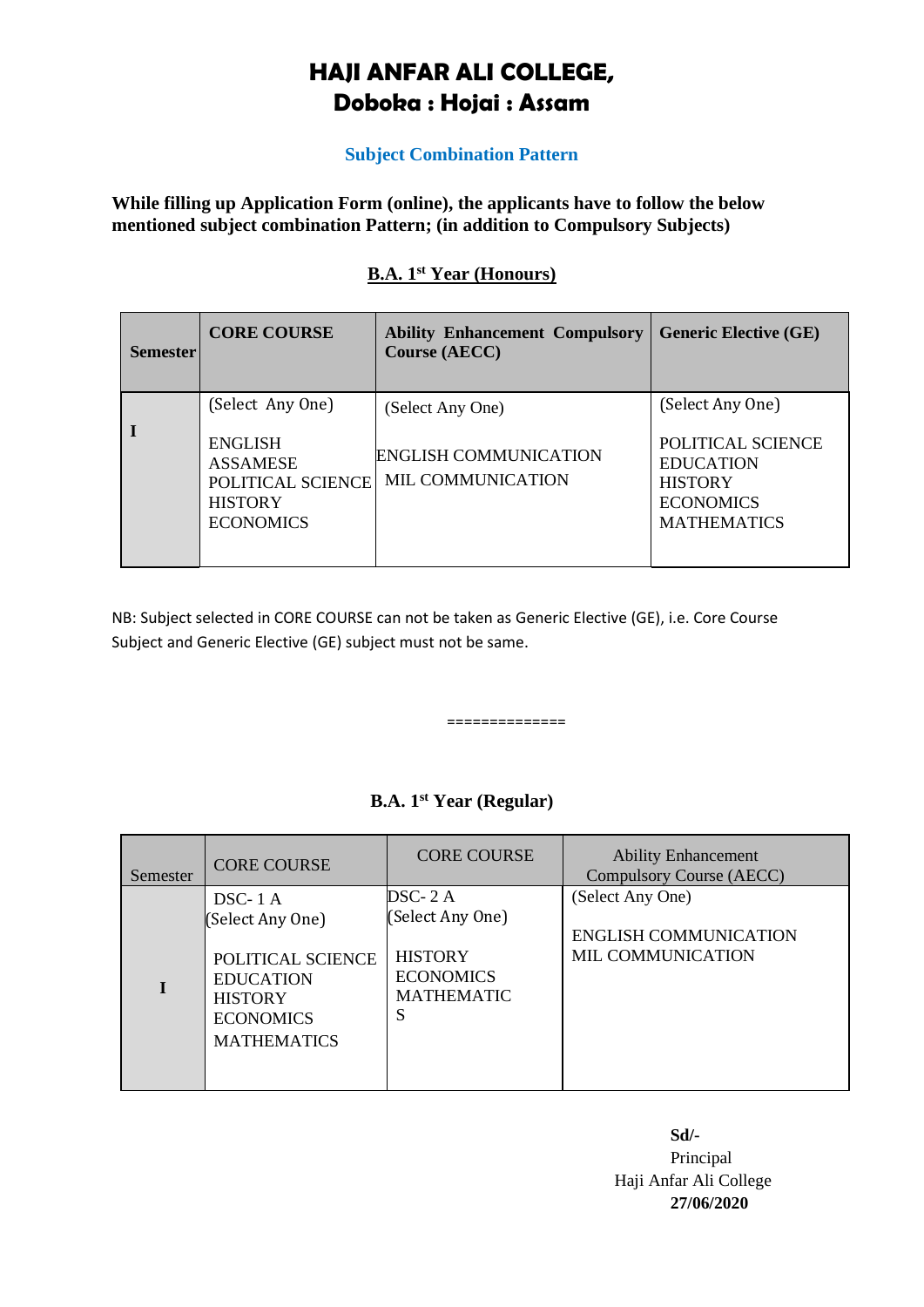# HAJI ANFAR ALI COLLEGE,
# Doboka : Hojai : Assam

### Subject Combination Pattern

**While filling up Application Form (online), the applicants have to follow the below mentioned subject combination Pattern; (in addition to Compulsory Subjects)**

## B.A. 1st Year (Honours)

| Semester | CORE COURSE | Ability Enhancement Compulsory Course (AECC) | Generic Elective (GE) |
|---|---|---|---|
| I | (Select Any One)<br><br>ENGLISH<br>ASSAMESE<br>POLITICAL SCIENCE<br>HISTORY<br>ECONOMICS | (Select Any One)<br><br>ENGLISH COMMUNICATION<br>MIL COMMUNICATION | (Select Any One)<br><br>POLITICAL SCIENCE<br>EDUCATION<br>HISTORY<br>ECONOMICS<br>MATHEMATICS |

NB: Subject selected in CORE COURSE can not be taken as Generic Elective (GE), i.e. Core Course Subject and Generic Elective (GE) subject must not be same.

==============

## B.A. 1st Year (Regular)

| Semester | CORE COURSE | CORE COURSE | Ability Enhancement Compulsory Course (AECC) |
|---|---|---|---|
| I | DSC- 1 A<br>(Select Any One)<br><br>POLITICAL SCIENCE<br>EDUCATION<br>HISTORY<br>ECONOMICS<br>MATHEMATICS | DSC- 2 A<br>(Select Any One)<br><br>HISTORY<br>ECONOMICS<br>MATHEMATICS | (Select Any One)<br><br>ENGLISH COMMUNICATION<br>MIL COMMUNICATION |

**Sd/-**
Principal
Haji Anfar Ali College
**27/06/2020**